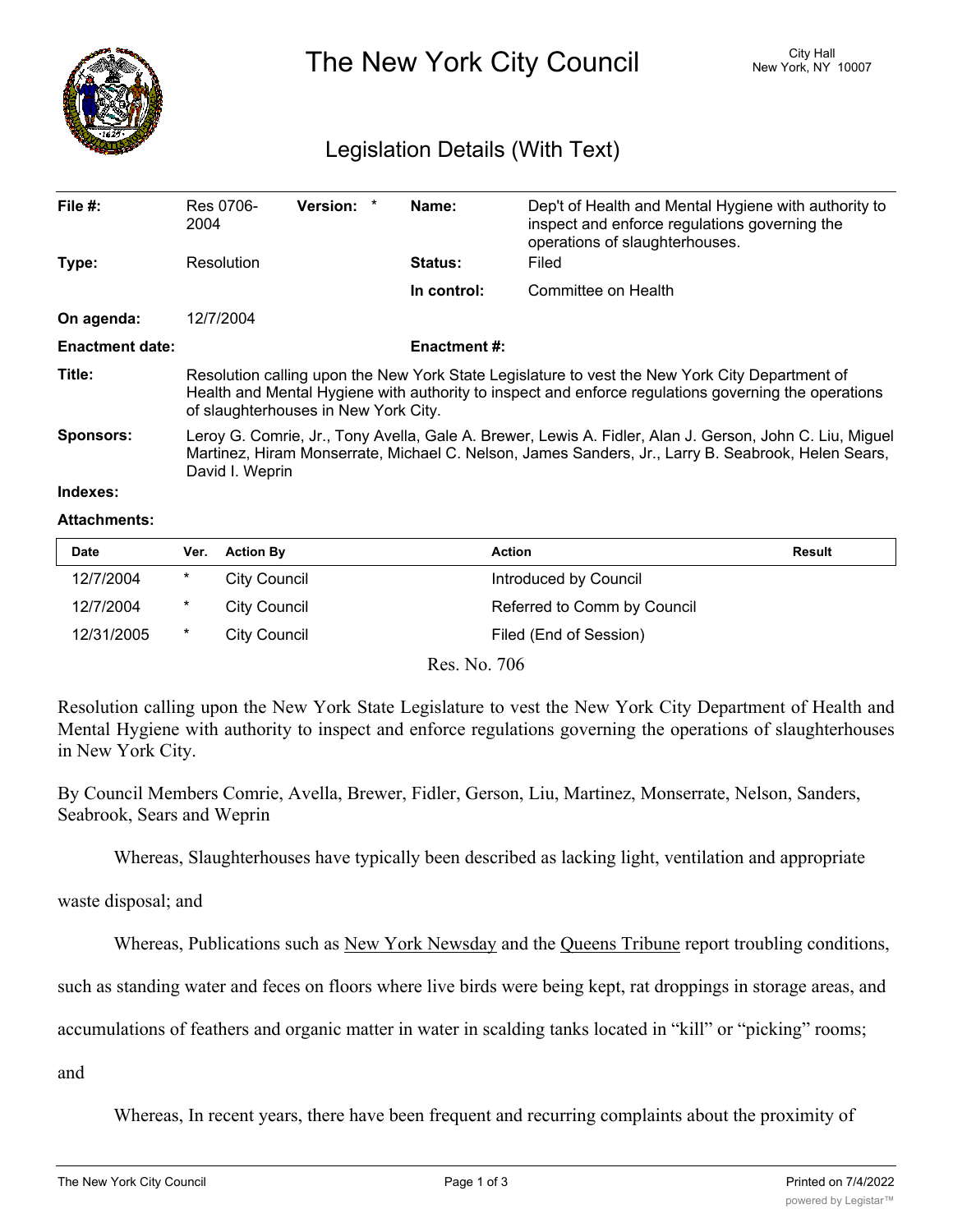# The New York City Council

City Hall
New York, NY 10007

## Legislation Details (With Text)

| | | | | | |
|---|---|---|---|---|---|
| **File #:** | Res 0706-2004 | **Version:** * | | **Name:** | Dep't of Health and Mental Hygiene with authority to inspect and enforce regulations governing the operations of slaughterhouses. |
| **Type:** | Resolution | | | **Status:** | Filed |
| | | | | **In control:** | Committee on Health |
| **On agenda:** | 12/7/2004 | | | | |
| **Enactment date:** | | | | **Enactment #:** | |

**Title:** Resolution calling upon the New York State Legislature to vest the New York City Department of Health and Mental Hygiene with authority to inspect and enforce regulations governing the operations of slaughterhouses in New York City.

**Sponsors:** Leroy G. Comrie, Jr., Tony Avella, Gale A. Brewer, Lewis A. Fidler, Alan J. Gerson, John C. Liu, Miguel Martinez, Hiram Monserrate, Michael C. Nelson, James Sanders, Jr., Larry B. Seabrook, Helen Sears, David I. Weprin

**Indexes:**

**Attachments:**

| Date | Ver. | Action By | Action | Result |
|---|---|---|---|---|
| 12/7/2004 | * | City Council | Introduced by Council | |
| 12/7/2004 | * | City Council | Referred to Comm by Council | |
| 12/31/2005 | * | City Council | Filed (End of Session) | |

Res. No. 706

Resolution calling upon the New York State Legislature to vest the New York City Department of Health and Mental Hygiene with authority to inspect and enforce regulations governing the operations of slaughterhouses in New York City.

By Council Members Comrie, Avella, Brewer, Fidler, Gerson, Liu, Martinez, Monserrate, Nelson, Sanders, Seabrook, Sears and Weprin

Whereas, Slaughterhouses have typically been described as lacking light, ventilation and appropriate waste disposal; and

Whereas, Publications such as New York Newsday and the Queens Tribune report troubling conditions, such as standing water and feces on floors where live birds were being kept, rat droppings in storage areas, and accumulations of feathers and organic matter in water in scalding tanks located in "kill" or "picking" rooms; and

Whereas, In recent years, there have been frequent and recurring complaints about the proximity of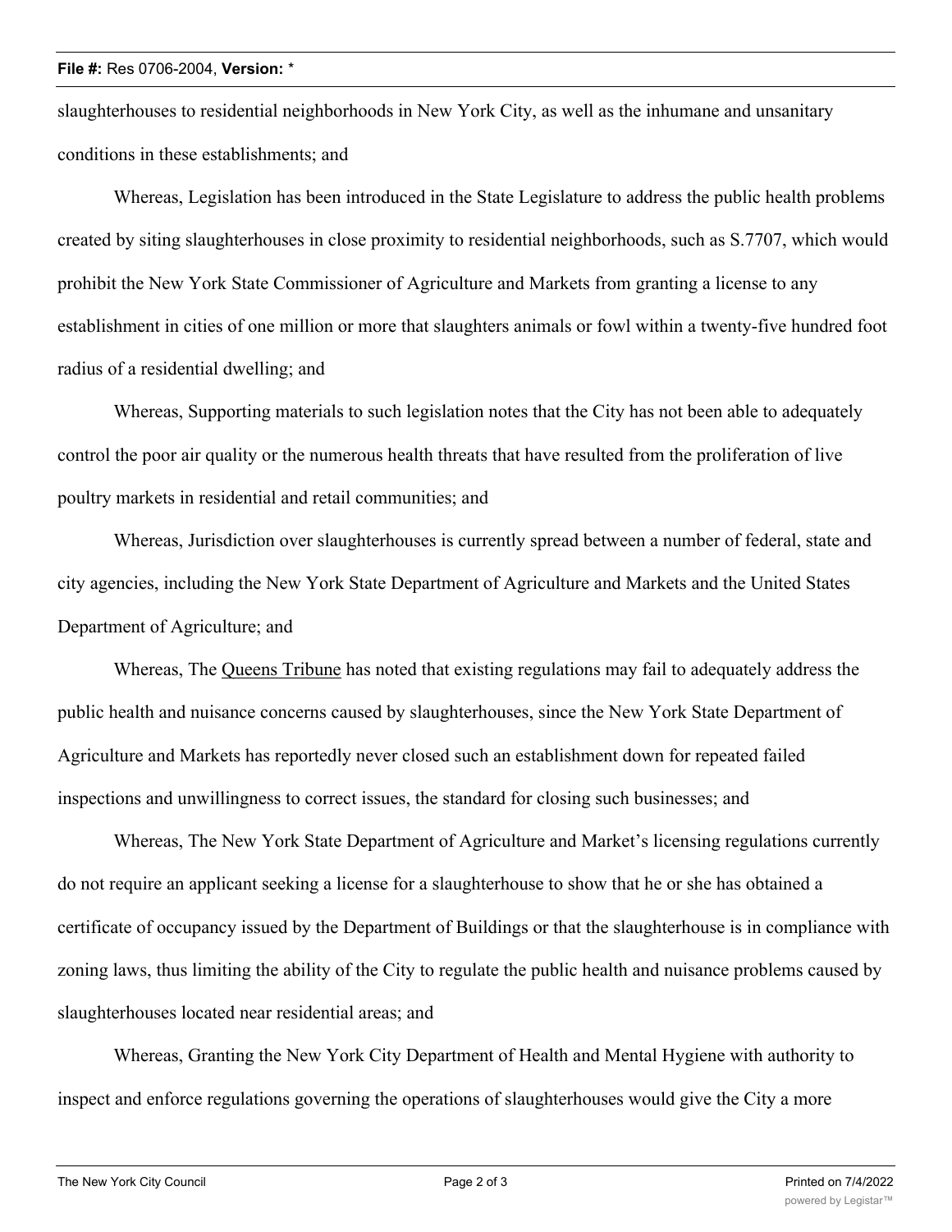slaughterhouses to residential neighborhoods in New York City, as well as the inhumane and unsanitary conditions in these establishments; and

Whereas, Legislation has been introduced in the State Legislature to address the public health problems created by siting slaughterhouses in close proximity to residential neighborhoods, such as S.7707, which would prohibit the New York State Commissioner of Agriculture and Markets from granting a license to any establishment in cities of one million or more that slaughters animals or fowl within a twenty-five hundred foot radius of a residential dwelling; and

Whereas, Supporting materials to such legislation notes that the City has not been able to adequately control the poor air quality or the numerous health threats that have resulted from the proliferation of live poultry markets in residential and retail communities; and

Whereas, Jurisdiction over slaughterhouses is currently spread between a number of federal, state and city agencies, including the New York State Department of Agriculture and Markets and the United States Department of Agriculture; and

Whereas, The Queens Tribune has noted that existing regulations may fail to adequately address the public health and nuisance concerns caused by slaughterhouses, since the New York State Department of Agriculture and Markets has reportedly never closed such an establishment down for repeated failed inspections and unwillingness to correct issues, the standard for closing such businesses; and

Whereas, The New York State Department of Agriculture and Market's licensing regulations currently do not require an applicant seeking a license for a slaughterhouse to show that he or she has obtained a certificate of occupancy issued by the Department of Buildings or that the slaughterhouse is in compliance with zoning laws, thus limiting the ability of the City to regulate the public health and nuisance problems caused by slaughterhouses located near residential areas; and

Whereas, Granting the New York City Department of Health and Mental Hygiene with authority to inspect and enforce regulations governing the operations of slaughterhouses would give the City a more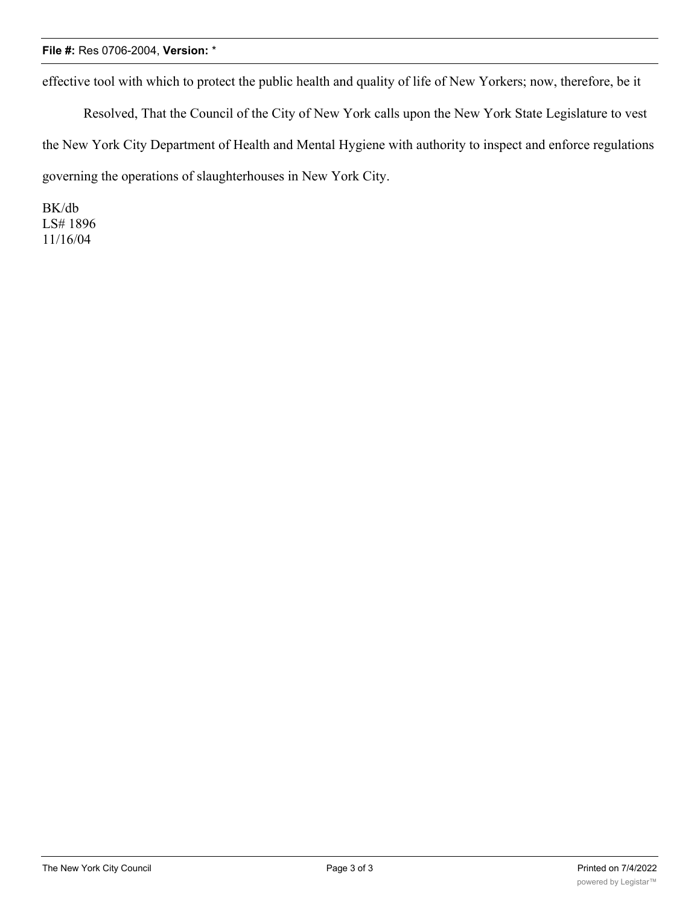effective tool with which to protect the public health and quality of life of New Yorkers; now, therefore, be it

Resolved, That the Council of the City of New York calls upon the New York State Legislature to vest the New York City Department of Health and Mental Hygiene with authority to inspect and enforce regulations governing the operations of slaughterhouses in New York City.

BK/db
LS# 1896
11/16/04